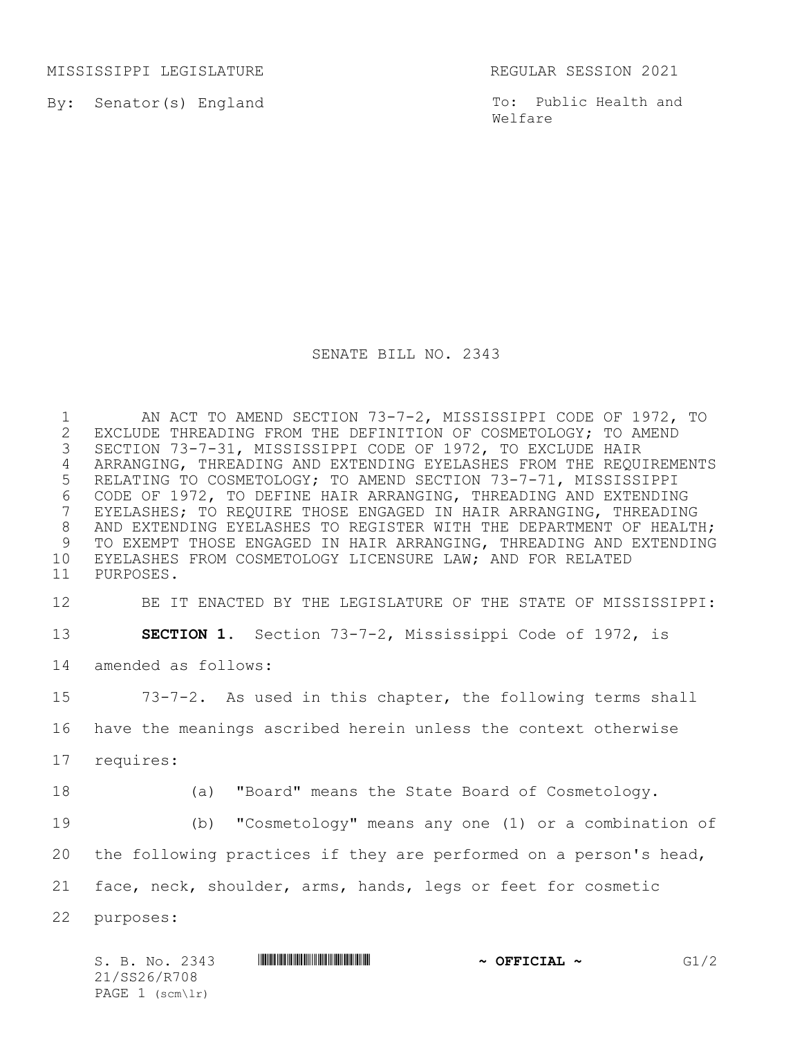MISSISSIPPI LEGISLATURE REGULAR SESSION 2021

By: Senator(s) England

To: Public Health and Welfare

# SENATE BILL NO. 2343

AN ACT TO AMEND SECTION 73-7-2, MISSISSIPPI CODE OF 1972, TO EXCLUDE THREADING FROM THE DEFINITION OF COSMETOLOGY; TO AMEND SECTION 73-7-31, MISSISSIPPI CODE OF 1972, TO EXCLUDE HAIR ARRANGING, THREADING AND EXTENDING EYELASHES FROM THE REQUIREMENTS RELATING TO COSMETOLOGY; TO AMEND SECTION 73-7-71, MISSISSIPPI CODE OF 1972, TO DEFINE HAIR ARRANGING, THREADING AND EXTENDING EYELASHES; TO REQUIRE THOSE ENGAGED IN HAIR ARRANGING, THREADING AND EXTENDING EYELASHES TO REGISTER WITH THE DEPARTMENT OF HEALTH; TO EXEMPT THOSE ENGAGED IN HAIR ARRANGING, THREADING AND EXTENDING EYELASHES FROM COSMETOLOGY LICENSURE LAW; AND FOR RELATED PURPOSES.

BE IT ENACTED BY THE LEGISLATURE OF THE STATE OF MISSISSIPPI:

**SECTION 1.** Section 73-7-2, Mississippi Code of 1972, is amended as follows:

73-7-2. As used in this chapter, the following terms shall have the meanings ascribed herein unless the context otherwise requires:

(a) "Board" means the State Board of Cosmetology.

(b) "Cosmetology" means any one (1) or a combination of the following practices if they are performed on a person's head, face, neck, shoulder, arms, hands, legs or feet for cosmetic purposes: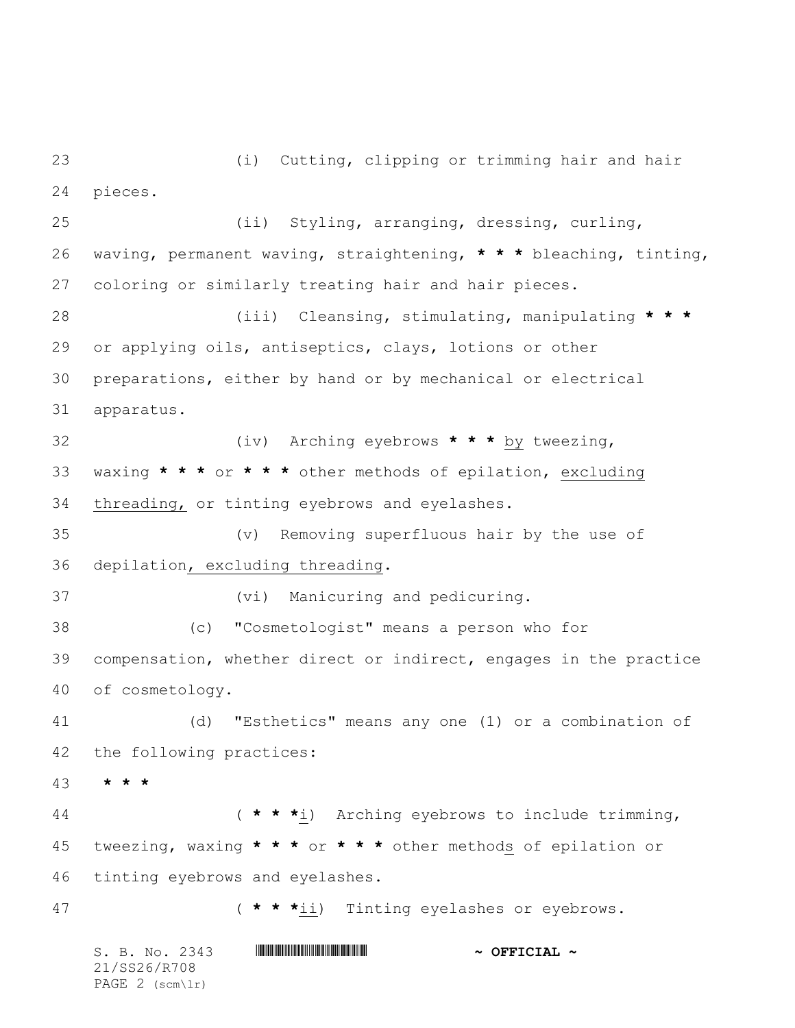(i) Cutting, clipping or trimming hair and hair pieces.

(ii) Styling, arranging, dressing, curling, waving, permanent waving, straightening, * * * bleaching, tinting, coloring or similarly treating hair and hair pieces.

(iii) Cleansing, stimulating, manipulating * * * or applying oils, antiseptics, clays, lotions or other preparations, either by hand or by mechanical or electrical apparatus.

(iv) Arching eyebrows * * * <u>by</u> tweezing, waxing * * * or * * * other methods of epilation, <u>excluding threading,</u> or tinting eyebrows and eyelashes.

(v) Removing superfluous hair by the use of depilation<u>, excluding threading</u>.

(vi) Manicuring and pedicuring.

(c) "Cosmetologist" means a person who for compensation, whether direct or indirect, engages in the practice of cosmetology.

(d) "Esthetics" means any one (1) or a combination of the following practices:

* * *

( * * *<u>i</u>) Arching eyebrows to include trimming, tweezing, waxing * * * or * * * other method<u>s</u> of epilation or tinting eyebrows and eyelashes.

( * * *<u>ii</u>) Tinting eyelashes or eyebrows.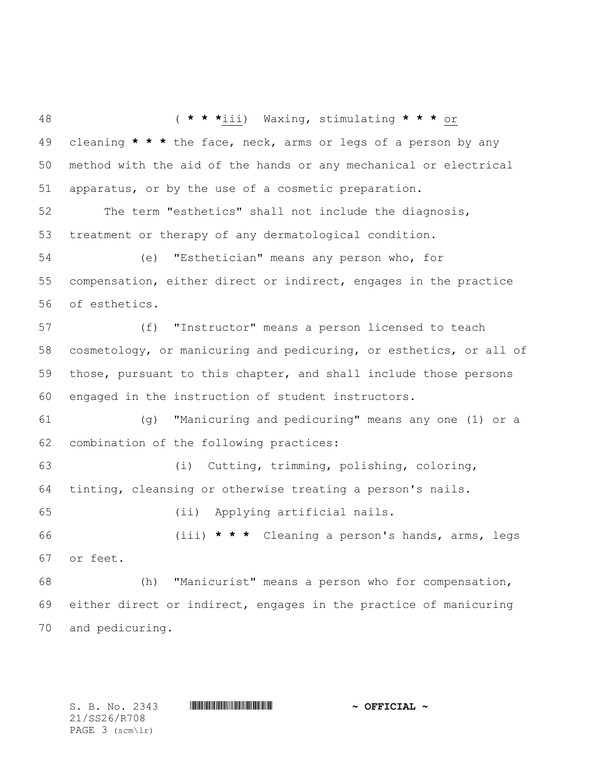( * * *iii)  Waxing, stimulating * * * or cleaning * * * the face, neck, arms or legs of a person by any method with the aid of the hands or any mechanical or electrical apparatus, or by the use of a cosmetic preparation.

The term "esthetics" shall not include the diagnosis, treatment or therapy of any dermatological condition.

(e)  "Esthetician" means any person who, for compensation, either direct or indirect, engages in the practice of esthetics.

(f)  "Instructor" means a person licensed to teach cosmetology, or manicuring and pedicuring, or esthetics, or all of those, pursuant to this chapter, and shall include those persons engaged in the instruction of student instructors.

(g)  "Manicuring and pedicuring" means any one (1) or a combination of the following practices:

(i)  Cutting, trimming, polishing, coloring, tinting, cleansing or otherwise treating a person's nails.

(ii)  Applying artificial nails.

(iii) * * *  Cleaning a person's hands, arms, legs or feet.

(h)  "Manicurist" means a person who for compensation, either direct or indirect, engages in the practice of manicuring and pedicuring.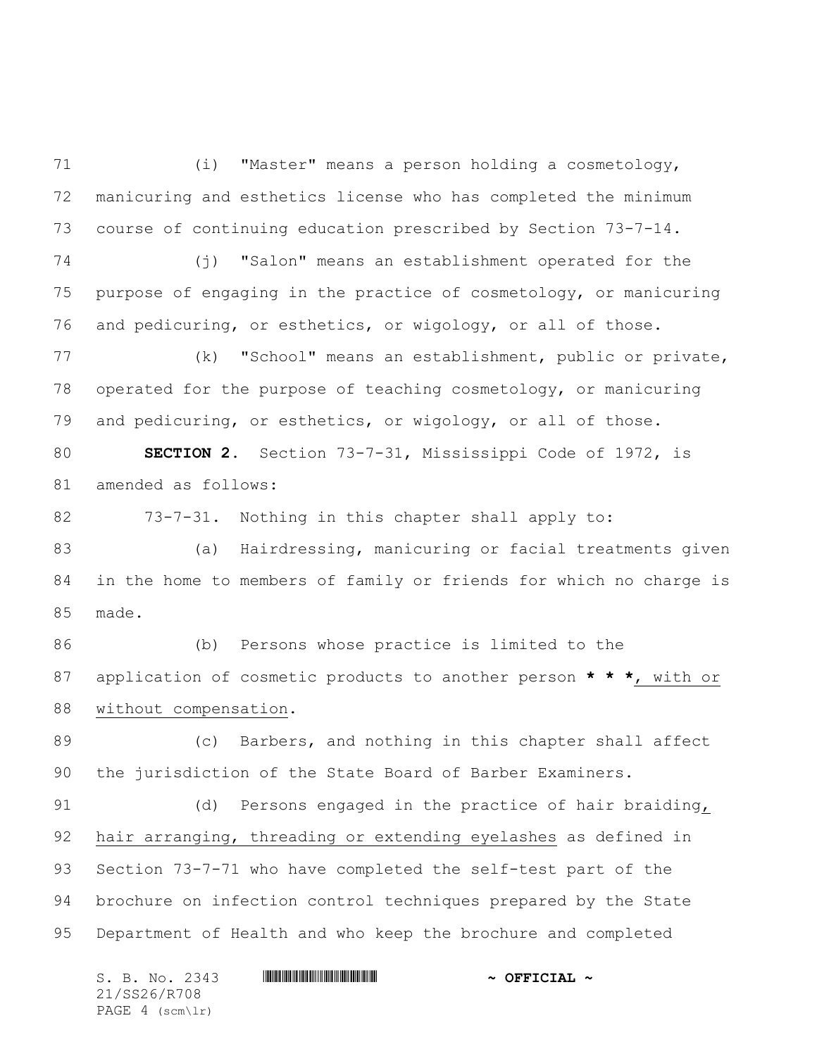(i) "Master" means a person holding a cosmetology, manicuring and esthetics license who has completed the minimum course of continuing education prescribed by Section 73-7-14.

(j) "Salon" means an establishment operated for the purpose of engaging in the practice of cosmetology, or manicuring and pedicuring, or esthetics, or wigology, or all of those.

(k) "School" means an establishment, public or private, operated for the purpose of teaching cosmetology, or manicuring and pedicuring, or esthetics, or wigology, or all of those.

**SECTION 2.** Section 73-7-31, Mississippi Code of 1972, is amended as follows:

73-7-31. Nothing in this chapter shall apply to:

(a) Hairdressing, manicuring or facial treatments given in the home to members of family or friends for which no charge is made.

(b) Persons whose practice is limited to the application of cosmetic products to another person **\* \* \***, with or without compensation.

(c) Barbers, and nothing in this chapter shall affect the jurisdiction of the State Board of Barber Examiners.

(d) Persons engaged in the practice of hair braiding, hair arranging, threading or extending eyelashes as defined in Section 73-7-71 who have completed the self-test part of the brochure on infection control techniques prepared by the State Department of Health and who keep the brochure and completed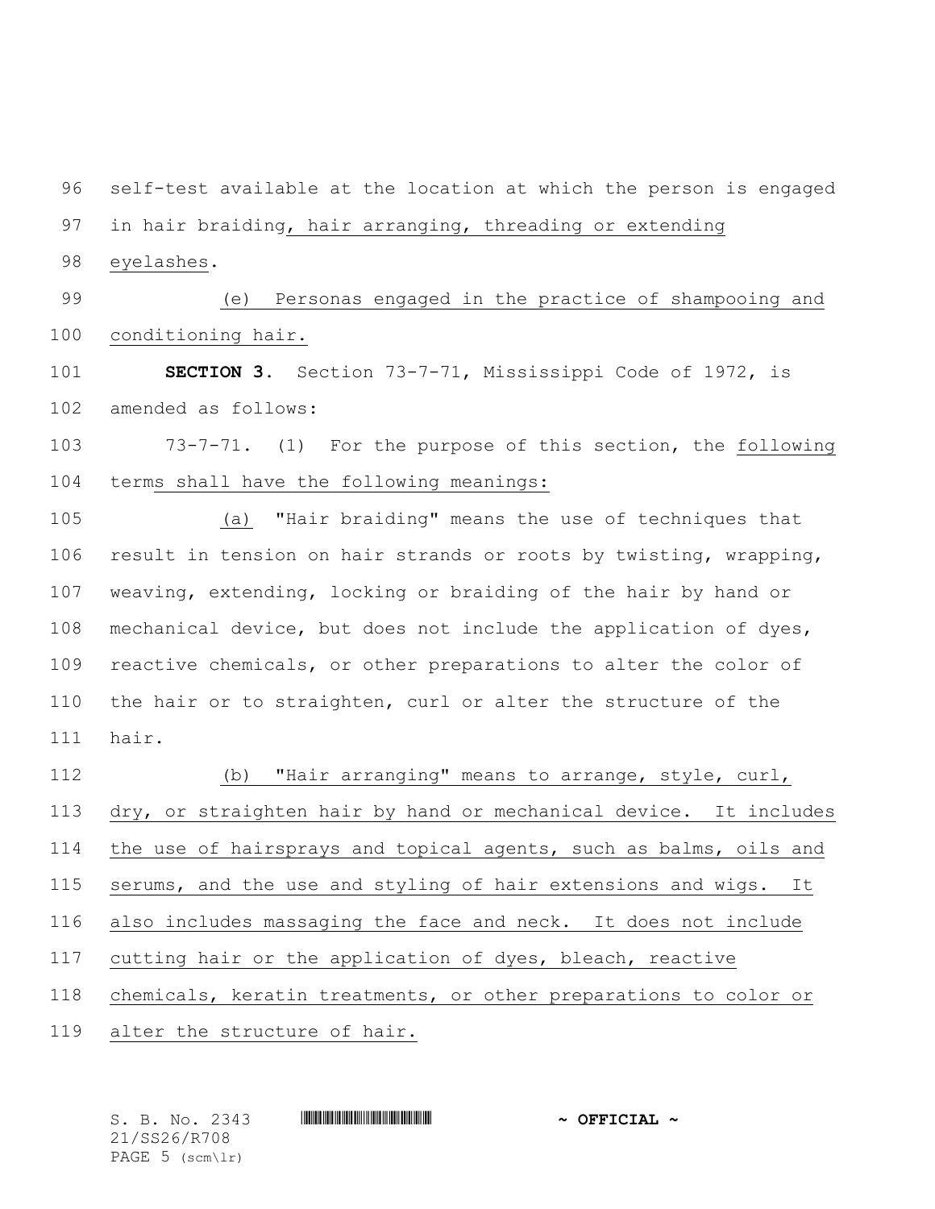self-test available at the location at which the person is engaged in hair braiding, hair arranging, threading or extending eyelashes.

(e) Personas engaged in the practice of shampooing and conditioning hair.

**SECTION 3.** Section 73-7-71, Mississippi Code of 1972, is amended as follows:

73-7-71. (1) For the purpose of this section, the following terms shall have the following meanings:

(a) "Hair braiding" means the use of techniques that result in tension on hair strands or roots by twisting, wrapping, weaving, extending, locking or braiding of the hair by hand or mechanical device, but does not include the application of dyes, reactive chemicals, or other preparations to alter the color of the hair or to straighten, curl or alter the structure of the hair.

(b) "Hair arranging" means to arrange, style, curl, dry, or straighten hair by hand or mechanical device. It includes the use of hairsprays and topical agents, such as balms, oils and serums, and the use and styling of hair extensions and wigs. It also includes massaging the face and neck. It does not include cutting hair or the application of dyes, bleach, reactive chemicals, keratin treatments, or other preparations to color or alter the structure of hair.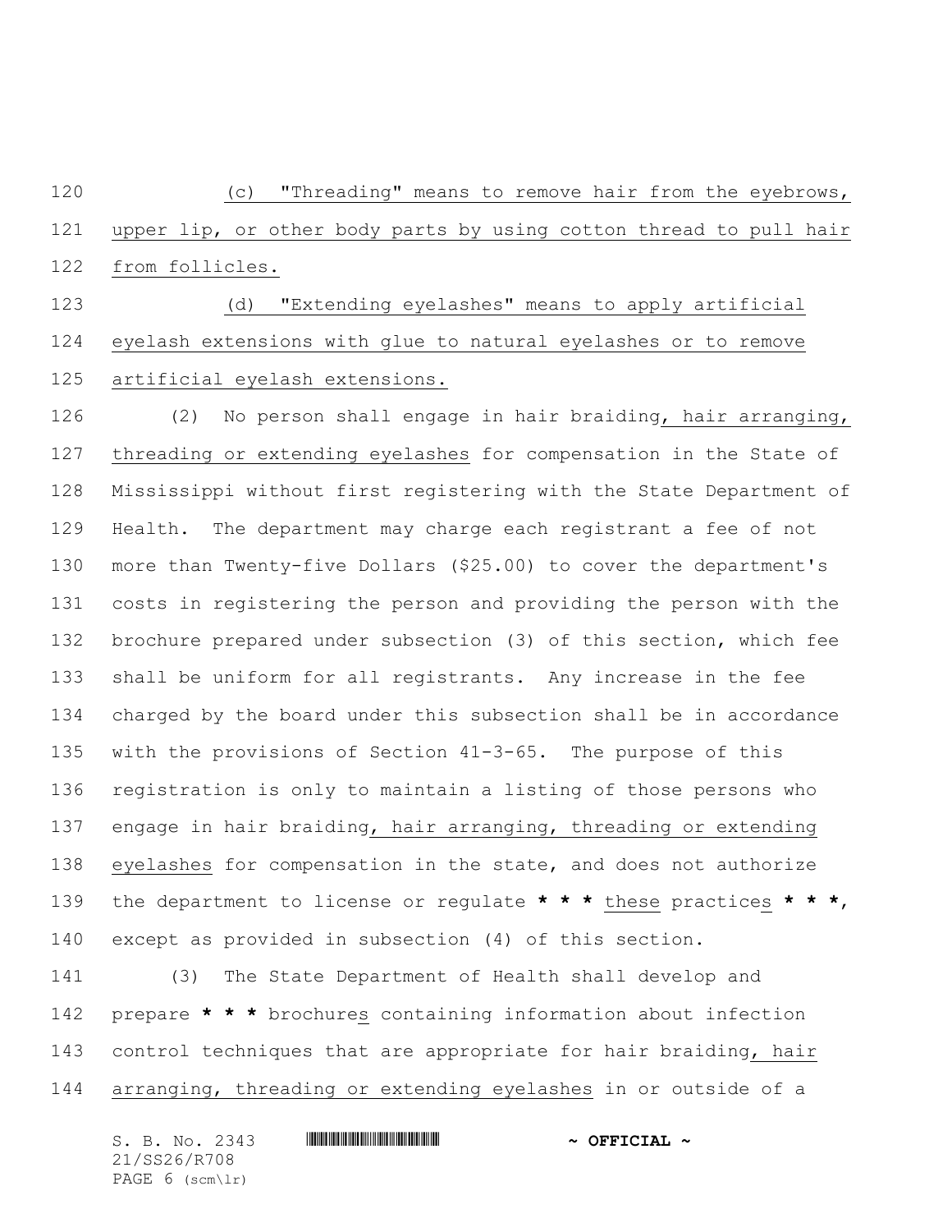(c) "Threading" means to remove hair from the eyebrows, upper lip, or other body parts by using cotton thread to pull hair from follicles.

(d) "Extending eyelashes" means to apply artificial eyelash extensions with glue to natural eyelashes or to remove artificial eyelash extensions.

(2) No person shall engage in hair braiding, hair arranging, threading or extending eyelashes for compensation in the State of Mississippi without first registering with the State Department of Health. The department may charge each registrant a fee of not more than Twenty-five Dollars ($25.00) to cover the department's costs in registering the person and providing the person with the brochure prepared under subsection (3) of this section, which fee shall be uniform for all registrants. Any increase in the fee charged by the board under this subsection shall be in accordance with the provisions of Section 41-3-65. The purpose of this registration is only to maintain a listing of those persons who engage in hair braiding, hair arranging, threading or extending eyelashes for compensation in the state, and does not authorize the department to license or regulate **\* \* \*** these practices **\* \* \***, except as provided in subsection (4) of this section.

(3) The State Department of Health shall develop and prepare **\* \* \*** brochures containing information about infection control techniques that are appropriate for hair braiding, hair arranging, threading or extending eyelashes in or outside of a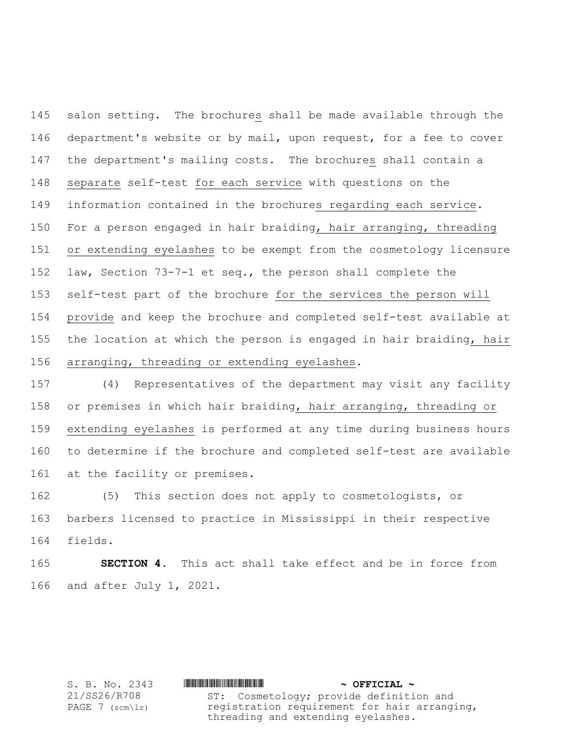salon setting. The brochures shall be made available through the department's website or by mail, upon request, for a fee to cover the department's mailing costs. The brochures shall contain a separate self-test for each service with questions on the information contained in the brochures regarding each service. For a person engaged in hair braiding, hair arranging, threading or extending eyelashes to be exempt from the cosmetology licensure law, Section 73-7-1 et seq., the person shall complete the self-test part of the brochure for the services the person will provide and keep the brochure and completed self-test available at the location at which the person is engaged in hair braiding, hair arranging, threading or extending eyelashes.

(4) Representatives of the department may visit any facility or premises in which hair braiding, hair arranging, threading or extending eyelashes is performed at any time during business hours to determine if the brochure and completed self-test are available at the facility or premises.

(5) This section does not apply to cosmetologists, or barbers licensed to practice in Mississippi in their respective fields.

**SECTION 4.** This act shall take effect and be in force from and after July 1, 2021.